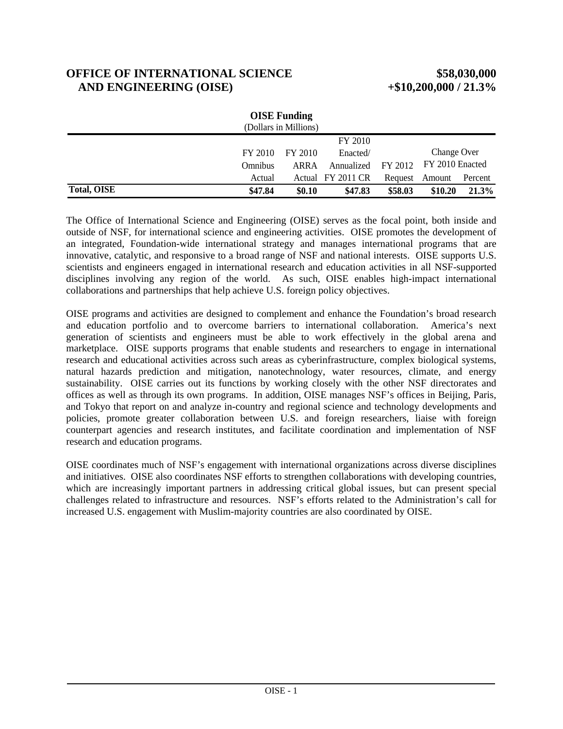# OFFICE OF INTERNATIONAL SCIENCE AND ENGINEERING (OISE) $58,030,000 +$10,200,000 / 21.3%

**OISE Funding**
(Dollars in Millions)

| | FY 2010 Omnibus Actual | FY 2010 ARRA Actual | FY 2010 Enacted/ Annualized FY 2011 CR | FY 2012 Request | Change Over FY 2010 Enacted | |
|---|---|---|---|---|---|---|
| | | | | | Amount | Percent |
| **Total, OISE** | **$47.84** | **$0.10** | **$47.83** | **$58.03** | **$10.20** | **21.3%** |

The Office of International Science and Engineering (OISE) serves as the focal point, both inside and outside of NSF, for international science and engineering activities. OISE promotes the development of an integrated, Foundation-wide international strategy and manages international programs that are innovative, catalytic, and responsive to a broad range of NSF and national interests. OISE supports U.S. scientists and engineers engaged in international research and education activities in all NSF-supported disciplines involving any region of the world. As such, OISE enables high-impact international collaborations and partnerships that help achieve U.S. foreign policy objectives.

OISE programs and activities are designed to complement and enhance the Foundation's broad research and education portfolio and to overcome barriers to international collaboration. America's next generation of scientists and engineers must be able to work effectively in the global arena and marketplace. OISE supports programs that enable students and researchers to engage in international research and educational activities across such areas as cyberinfrastructure, complex biological systems, natural hazards prediction and mitigation, nanotechnology, water resources, climate, and energy sustainability. OISE carries out its functions by working closely with the other NSF directorates and offices as well as through its own programs. In addition, OISE manages NSF's offices in Beijing, Paris, and Tokyo that report on and analyze in-country and regional science and technology developments and policies, promote greater collaboration between U.S. and foreign researchers, liaise with foreign counterpart agencies and research institutes, and facilitate coordination and implementation of NSF research and education programs.

OISE coordinates much of NSF's engagement with international organizations across diverse disciplines and initiatives. OISE also coordinates NSF efforts to strengthen collaborations with developing countries, which are increasingly important partners in addressing critical global issues, but can present special challenges related to infrastructure and resources. NSF's efforts related to the Administration's call for increased U.S. engagement with Muslim-majority countries are also coordinated by OISE.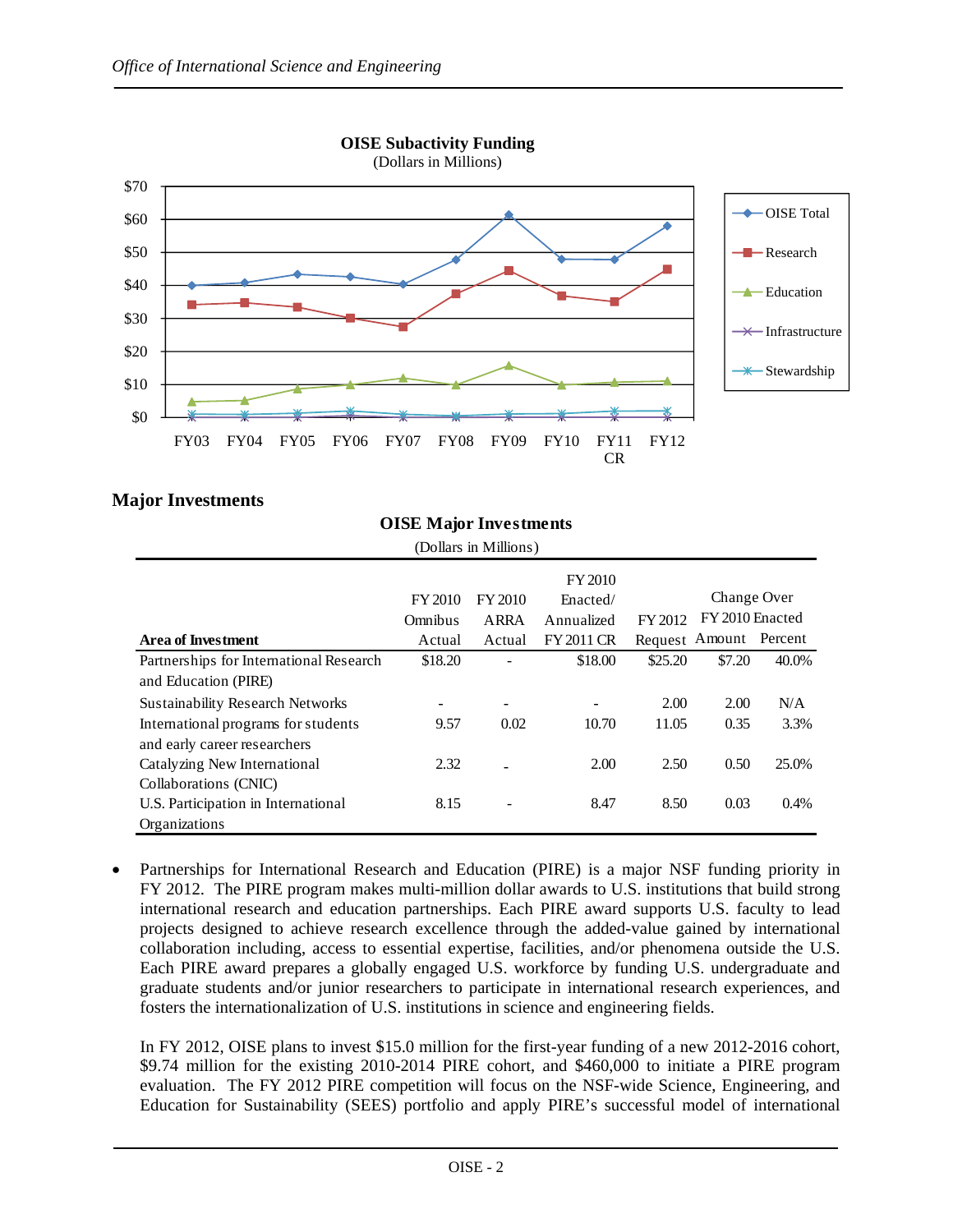**OISE Subactivity Funding**
(Dollars in Millions)

## Major Investments

**OISE Major Investments**
(Dollars in Millions)

| Area of Investment | FY 2010 Omnibus Actual | FY 2010 ARRA Actual | FY 2010 Enacted/ Annualized FY 2011 CR | FY 2012 Request | Change Over FY 2010 Enacted Amount | Percent |
|---|---|---|---|---|---|---|
| Partnerships for International Research and Education (PIRE) | $18.20 | - | $18.00 | $25.20 | $7.20 | 40.0% |
| Sustainability Research Networks | - | - | - | 2.00 | 2.00 | N/A |
| International programs for students and early career researchers | 9.57 | 0.02 | 10.70 | 11.05 | 0.35 | 3.3% |
| Catalyzing New International Collaborations (CNIC) | 2.32 | - | 2.00 | 2.50 | 0.50 | 25.0% |
| U.S. Participation in International Organizations | 8.15 | - | 8.47 | 8.50 | 0.03 | 0.4% |

- Partnerships for International Research and Education (PIRE) is a major NSF funding priority in FY 2012. The PIRE program makes multi-million dollar awards to U.S. institutions that build strong international research and education partnerships. Each PIRE award supports U.S. faculty to lead projects designed to achieve research excellence through the added-value gained by international collaboration including, access to essential expertise, facilities, and/or phenomena outside the U.S. Each PIRE award prepares a globally engaged U.S. workforce by funding U.S. undergraduate and graduate students and/or junior researchers to participate in international research experiences, and fosters the internationalization of U.S. institutions in science and engineering fields.

  In FY 2012, OISE plans to invest $15.0 million for the first-year funding of a new 2012-2016 cohort, $9.74 million for the existing 2010-2014 PIRE cohort, and $460,000 to initiate a PIRE program evaluation. The FY 2012 PIRE competition will focus on the NSF-wide Science, Engineering, and Education for Sustainability (SEES) portfolio and apply PIRE's successful model of international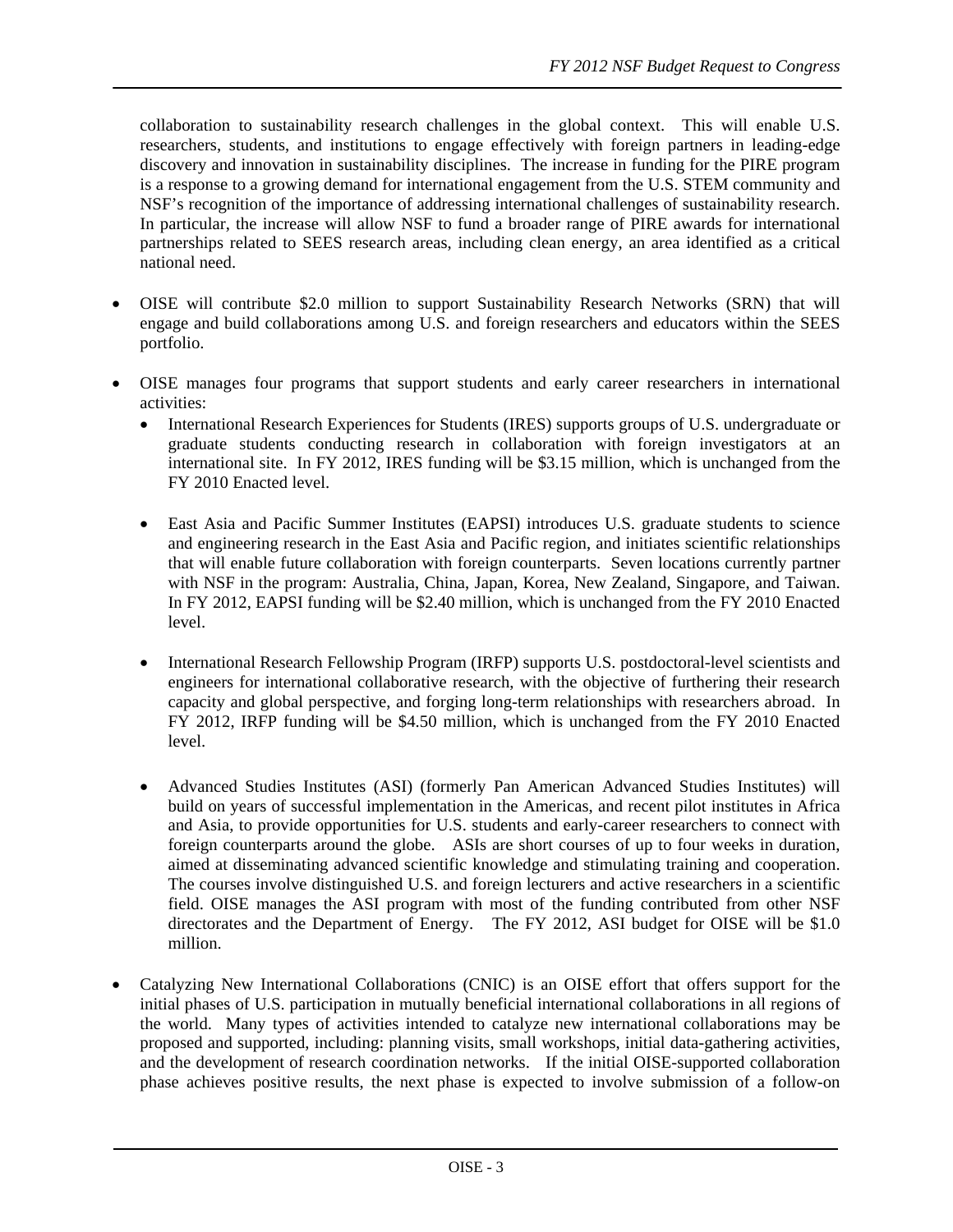collaboration to sustainability research challenges in the global context. This will enable U.S. researchers, students, and institutions to engage effectively with foreign partners in leading-edge discovery and innovation in sustainability disciplines. The increase in funding for the PIRE program is a response to a growing demand for international engagement from the U.S. STEM community and NSF's recognition of the importance of addressing international challenges of sustainability research. In particular, the increase will allow NSF to fund a broader range of PIRE awards for international partnerships related to SEES research areas, including clean energy, an area identified as a critical national need.

- OISE will contribute $2.0 million to support Sustainability Research Networks (SRN) that will engage and build collaborations among U.S. and foreign researchers and educators within the SEES portfolio.

- OISE manages four programs that support students and early career researchers in international activities:
  - International Research Experiences for Students (IRES) supports groups of U.S. undergraduate or graduate students conducting research in collaboration with foreign investigators at an international site. In FY 2012, IRES funding will be $3.15 million, which is unchanged from the FY 2010 Enacted level.

  - East Asia and Pacific Summer Institutes (EAPSI) introduces U.S. graduate students to science and engineering research in the East Asia and Pacific region, and initiates scientific relationships that will enable future collaboration with foreign counterparts. Seven locations currently partner with NSF in the program: Australia, China, Japan, Korea, New Zealand, Singapore, and Taiwan. In FY 2012, EAPSI funding will be $2.40 million, which is unchanged from the FY 2010 Enacted level.

  - International Research Fellowship Program (IRFP) supports U.S. postdoctoral-level scientists and engineers for international collaborative research, with the objective of furthering their research capacity and global perspective, and forging long-term relationships with researchers abroad. In FY 2012, IRFP funding will be $4.50 million, which is unchanged from the FY 2010 Enacted level.

  - Advanced Studies Institutes (ASI) (formerly Pan American Advanced Studies Institutes) will build on years of successful implementation in the Americas, and recent pilot institutes in Africa and Asia, to provide opportunities for U.S. students and early-career researchers to connect with foreign counterparts around the globe. ASIs are short courses of up to four weeks in duration, aimed at disseminating advanced scientific knowledge and stimulating training and cooperation. The courses involve distinguished U.S. and foreign lecturers and active researchers in a scientific field. OISE manages the ASI program with most of the funding contributed from other NSF directorates and the Department of Energy. The FY 2012, ASI budget for OISE will be $1.0 million.

- Catalyzing New International Collaborations (CNIC) is an OISE effort that offers support for the initial phases of U.S. participation in mutually beneficial international collaborations in all regions of the world. Many types of activities intended to catalyze new international collaborations may be proposed and supported, including: planning visits, small workshops, initial data-gathering activities, and the development of research coordination networks. If the initial OISE-supported collaboration phase achieves positive results, the next phase is expected to involve submission of a follow-on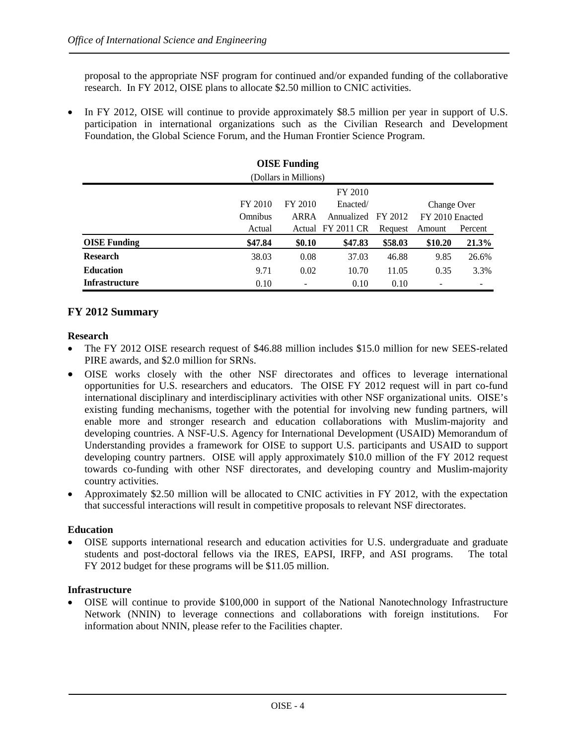proposal to the appropriate NSF program for continued and/or expanded funding of the collaborative research. In FY 2012, OISE plans to allocate $2.50 million to CNIC activities.

- In FY 2012, OISE will continue to provide approximately $8.5 million per year in support of U.S. participation in international organizations such as the Civilian Research and Development Foundation, the Global Science Forum, and the Human Frontier Science Program.

**OISE Funding**

(Dollars in Millions)

| | FY 2010 Omnibus Actual | FY 2010 ARRA Actual | FY 2010 Enacted/ Annualized FY 2011 CR | FY 2012 Request | Change Over FY 2010 Enacted | |
|---|---|---|---|---|---|---|
| | | | | | Amount | Percent |
| **OISE Funding** | **$47.84** | **$0.10** | **$47.83** | **$58.03** | **$10.20** | **21.3%** |
| **Research** | 38.03 | 0.08 | 37.03 | 46.88 | 9.85 | 26.6% |
| **Education** | 9.71 | 0.02 | 10.70 | 11.05 | 0.35 | 3.3% |
| **Infrastructure** | 0.10 | - | 0.10 | 0.10 | - | - |

## FY 2012 Summary

**Research**

- The FY 2012 OISE research request of $46.88 million includes $15.0 million for new SEES-related PIRE awards, and $2.0 million for SRNs.
- OISE works closely with the other NSF directorates and offices to leverage international opportunities for U.S. researchers and educators. The OISE FY 2012 request will in part co-fund international disciplinary and interdisciplinary activities with other NSF organizational units. OISE's existing funding mechanisms, together with the potential for involving new funding partners, will enable more and stronger research and education collaborations with Muslim-majority and developing countries. A NSF-U.S. Agency for International Development (USAID) Memorandum of Understanding provides a framework for OISE to support U.S. participants and USAID to support developing country partners. OISE will apply approximately $10.0 million of the FY 2012 request towards co-funding with other NSF directorates, and developing country and Muslim-majority country activities.
- Approximately $2.50 million will be allocated to CNIC activities in FY 2012, with the expectation that successful interactions will result in competitive proposals to relevant NSF directorates.

**Education**

- OISE supports international research and education activities for U.S. undergraduate and graduate students and post-doctoral fellows via the IRES, EAPSI, IRFP, and ASI programs. The total FY 2012 budget for these programs will be $11.05 million.

**Infrastructure**

- OISE will continue to provide $100,000 in support of the National Nanotechnology Infrastructure Network (NNIN) to leverage connections and collaborations with foreign institutions. For information about NNIN, please refer to the Facilities chapter.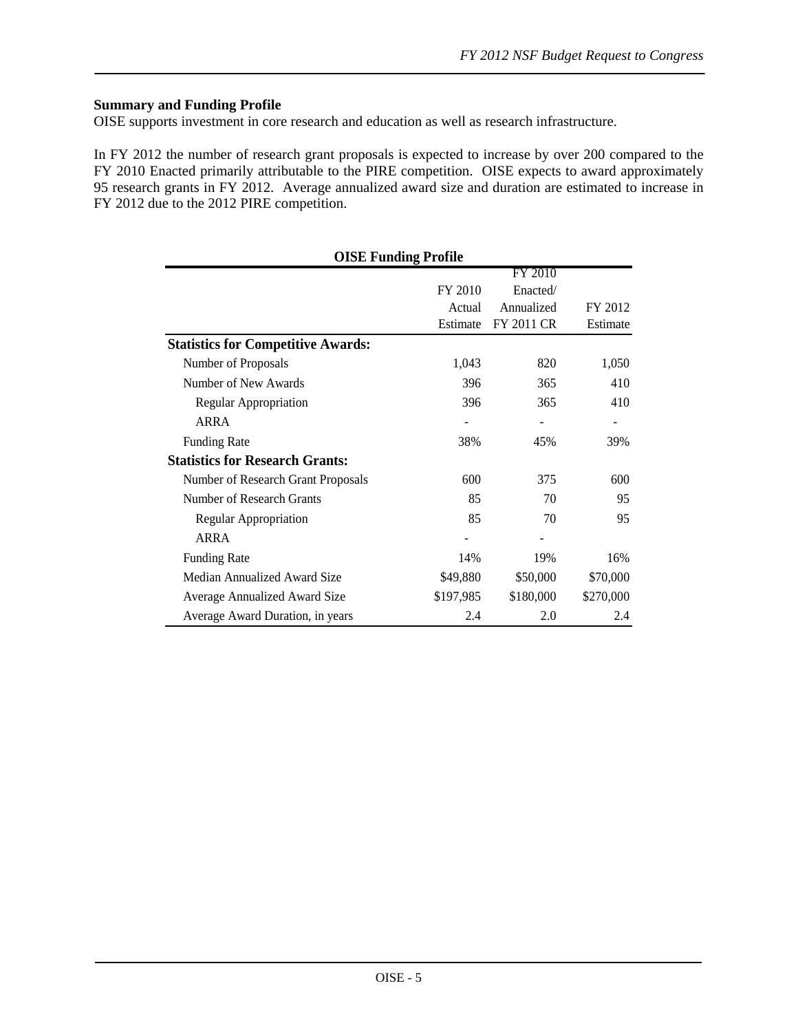**Summary and Funding Profile**

OISE supports investment in core research and education as well as research infrastructure.

In FY 2012 the number of research grant proposals is expected to increase by over 200 compared to the FY 2010 Enacted primarily attributable to the PIRE competition. OISE expects to award approximately 95 research grants in FY 2012. Average annualized award size and duration are estimated to increase in FY 2012 due to the 2012 PIRE competition.

**OISE Funding Profile**

| | FY 2010 Actual Estimate | FY 2010 Enacted/ Annualized FY 2011 CR | FY 2012 Estimate |
|---|---|---|---|
| **Statistics for Competitive Awards:** | | | |
| Number of Proposals | 1,043 | 820 | 1,050 |
| Number of New Awards | 396 | 365 | 410 |
| Regular Appropriation | 396 | 365 | 410 |
| ARRA | - | - | - |
| Funding Rate | 38% | 45% | 39% |
| **Statistics for Research Grants:** | | | |
| Number of Research Grant Proposals | 600 | 375 | 600 |
| Number of Research Grants | 85 | 70 | 95 |
| Regular Appropriation | 85 | 70 | 95 |
| ARRA | - | - | |
| Funding Rate | 14% | 19% | 16% |
| Median Annualized Award Size | $49,880 | $50,000 | $70,000 |
| Average Annualized Award Size | $197,985 | $180,000 | $270,000 |
| Average Award Duration, in years | 2.4 | 2.0 | 2.4 |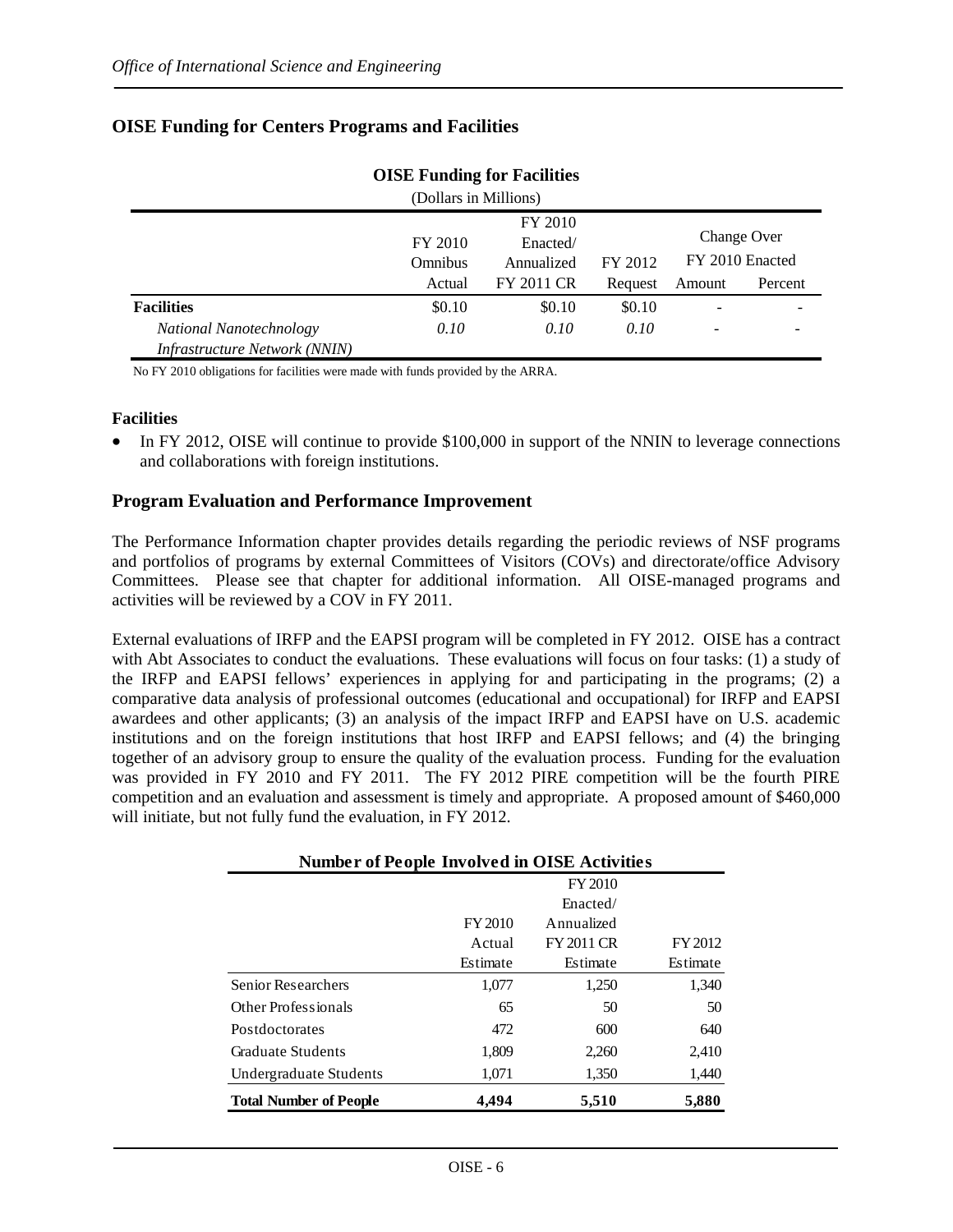## OISE Funding for Centers Programs and Facilities

**OISE Funding for Facilities**

(Dollars in Millions)

| | FY 2010 Omnibus Actual | FY 2010 Enacted/ Annualized FY 2011 CR | FY 2012 Request | Change Over FY 2010 Enacted | |
|---|---|---|---|---|---|
| | | | | Amount | Percent |
| **Facilities** | $0.10 | $0.10 | $0.10 | - | - |
| *National Nanotechnology Infrastructure Network (NNIN)* | *0.10* | *0.10* | *0.10* | - | - |

No FY 2010 obligations for facilities were made with funds provided by the ARRA.

**Facilities**

- In FY 2012, OISE will continue to provide $100,000 in support of the NNIN to leverage connections and collaborations with foreign institutions.

### Program Evaluation and Performance Improvement

The Performance Information chapter provides details regarding the periodic reviews of NSF programs and portfolios of programs by external Committees of Visitors (COVs) and directorate/office Advisory Committees. Please see that chapter for additional information. All OISE-managed programs and activities will be reviewed by a COV in FY 2011.

External evaluations of IRFP and the EAPSI program will be completed in FY 2012. OISE has a contract with Abt Associates to conduct the evaluations. These evaluations will focus on four tasks: (1) a study of the IRFP and EAPSI fellows' experiences in applying for and participating in the programs; (2) a comparative data analysis of professional outcomes (educational and occupational) for IRFP and EAPSI awardees and other applicants; (3) an analysis of the impact IRFP and EAPSI have on U.S. academic institutions and on the foreign institutions that host IRFP and EAPSI fellows; and (4) the bringing together of an advisory group to ensure the quality of the evaluation process. Funding for the evaluation was provided in FY 2010 and FY 2011. The FY 2012 PIRE competition will be the fourth PIRE competition and an evaluation and assessment is timely and appropriate. A proposed amount of $460,000 will initiate, but not fully fund the evaluation, in FY 2012.

**Number of People Involved in OISE Activities**

| | FY 2010 Actual Estimate | FY 2010 Enacted/ Annualized FY 2011 CR Estimate | FY 2012 Estimate |
|---|---|---|---|
| Senior Researchers | 1,077 | 1,250 | 1,340 |
| Other Professionals | 65 | 50 | 50 |
| Postdoctorates | 472 | 600 | 640 |
| Graduate Students | 1,809 | 2,260 | 2,410 |
| Undergraduate Students | 1,071 | 1,350 | 1,440 |
| **Total Number of People** | **4,494** | **5,510** | **5,880** |